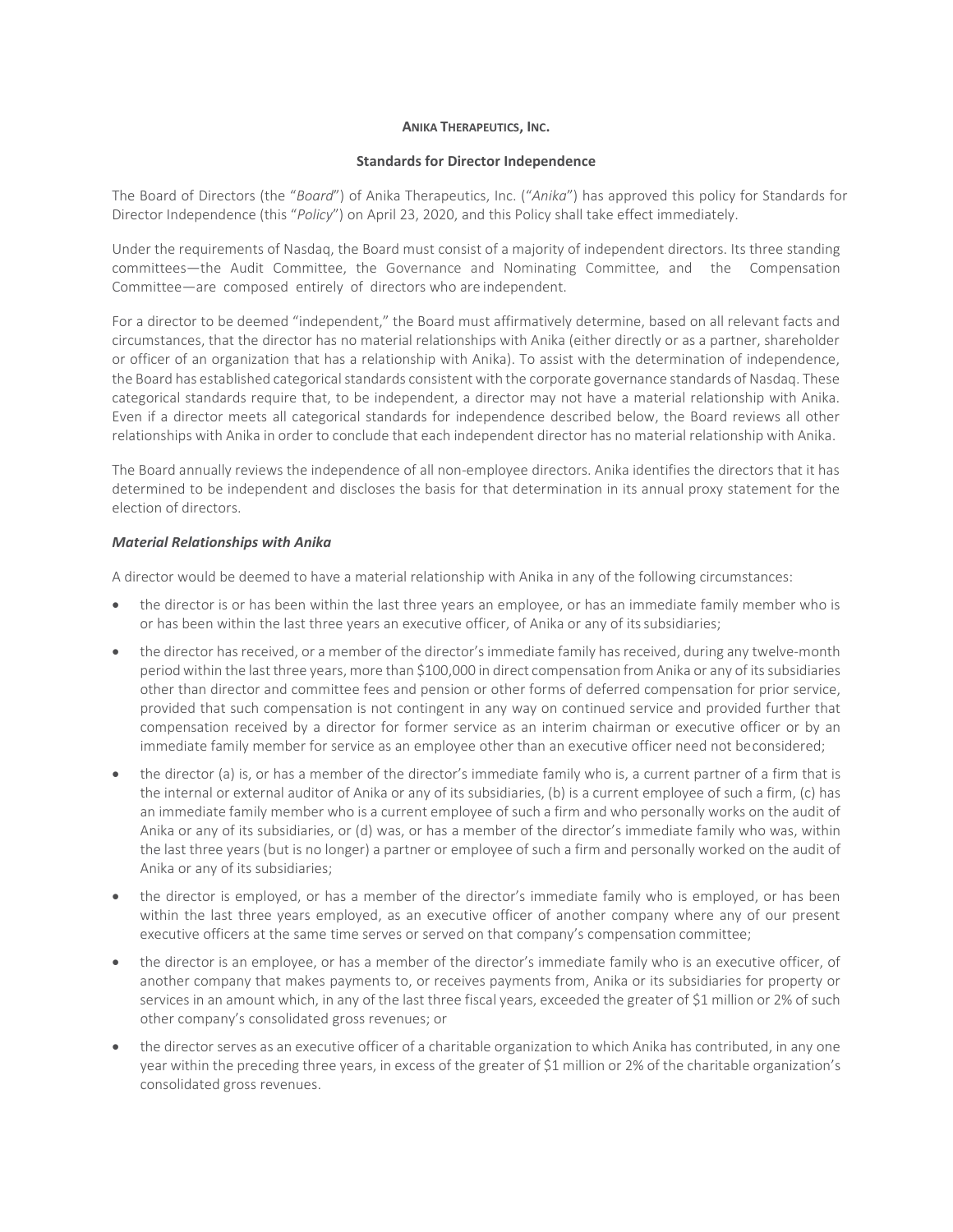**ANIKA THERAPEUTICS, INC.**

**Standards for Director Independence**

The Board of Directors (the "*Board*") of Anika Therapeutics, Inc. ("*Anika*") has approved this policy for Standards for Director Independence (this "*Policy*") on April 23, 2020, and this Policy shall take effect immediately.

Under the requirements of Nasdaq, the Board must consist of a majority of independent directors. Its three standing committees—the Audit Committee, the Governance and Nominating Committee, and the Compensation Committee—are composed entirely of directors who are independent.

For a director to be deemed "independent," the Board must affirmatively determine, based on all relevant facts and circumstances, that the director has no material relationships with Anika (either directly or as a partner, shareholder or officer of an organization that has a relationship with Anika). To assist with the determination of independence, the Board has established categorical standards consistent with the corporate governance standards of Nasdaq. These categorical standards require that, to be independent, a director may not have a material relationship with Anika. Even if a director meets all categorical standards for independence described below, the Board reviews all other relationships with Anika in order to conclude that each independent director has no material relationship with Anika.

The Board annually reviews the independence of all non-employee directors. Anika identifies the directors that it has determined to be independent and discloses the basis for that determination in its annual proxy statement for the election of directors.

***Material Relationships with Anika***

A director would be deemed to have a material relationship with Anika in any of the following circumstances:

- the director is or has been within the last three years an employee, or has an immediate family member who is or has been within the last three years an executive officer, of Anika or any of its subsidiaries;
- the director has received, or a member of the director's immediate family has received, during any twelve-month period within the last three years, more than $100,000 in direct compensation from Anika or any of its subsidiaries other than director and committee fees and pension or other forms of deferred compensation for prior service, provided that such compensation is not contingent in any way on continued service and provided further that compensation received by a director for former service as an interim chairman or executive officer or by an immediate family member for service as an employee other than an executive officer need not be considered;
- the director (a) is, or has a member of the director's immediate family who is, a current partner of a firm that is the internal or external auditor of Anika or any of its subsidiaries, (b) is a current employee of such a firm, (c) has an immediate family member who is a current employee of such a firm and who personally works on the audit of Anika or any of its subsidiaries, or (d) was, or has a member of the director's immediate family who was, within the last three years (but is no longer) a partner or employee of such a firm and personally worked on the audit of Anika or any of its subsidiaries;
- the director is employed, or has a member of the director's immediate family who is employed, or has been within the last three years employed, as an executive officer of another company where any of our present executive officers at the same time serves or served on that company's compensation committee;
- the director is an employee, or has a member of the director's immediate family who is an executive officer, of another company that makes payments to, or receives payments from, Anika or its subsidiaries for property or services in an amount which, in any of the last three fiscal years, exceeded the greater of $1 million or 2% of such other company's consolidated gross revenues; or
- the director serves as an executive officer of a charitable organization to which Anika has contributed, in any one year within the preceding three years, in excess of the greater of $1 million or 2% of the charitable organization's consolidated gross revenues.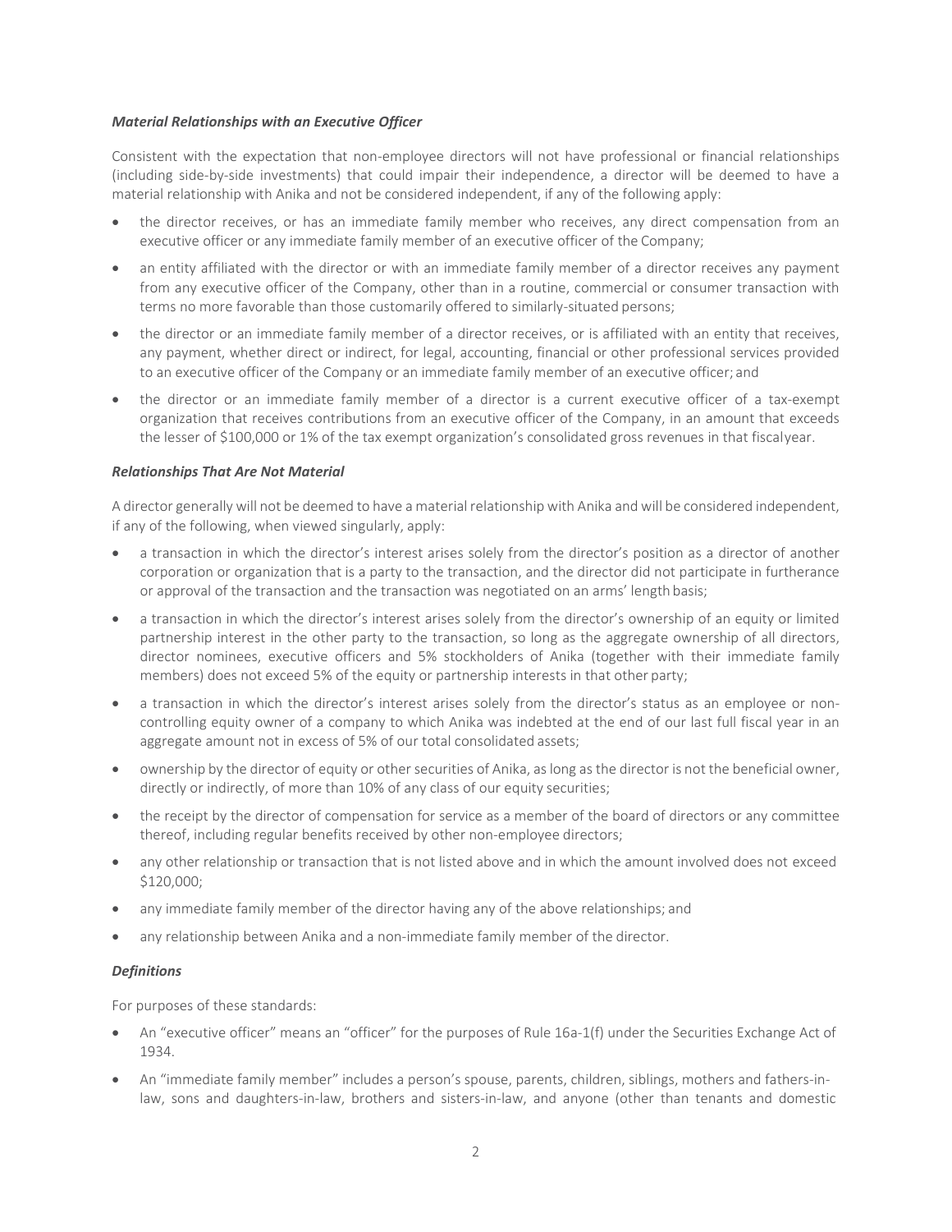### *Material Relationships with an Executive Officer*

Consistent with the expectation that non-employee directors will not have professional or financial relationships (including side-by-side investments) that could impair their independence, a director will be deemed to have a material relationship with Anika and not be considered independent, if any of the following apply:

- the director receives, or has an immediate family member who receives, any direct compensation from an executive officer or any immediate family member of an executive officer of the Company;
- an entity affiliated with the director or with an immediate family member of a director receives any payment from any executive officer of the Company, other than in a routine, commercial or consumer transaction with terms no more favorable than those customarily offered to similarly-situated persons;
- the director or an immediate family member of a director receives, or is affiliated with an entity that receives, any payment, whether direct or indirect, for legal, accounting, financial or other professional services provided to an executive officer of the Company or an immediate family member of an executive officer; and
- the director or an immediate family member of a director is a current executive officer of a tax-exempt organization that receives contributions from an executive officer of the Company, in an amount that exceeds the lesser of $100,000 or 1% of the tax exempt organization's consolidated gross revenues in that fiscal year.

### *Relationships That Are Not Material*

A director generally will not be deemed to have a material relationship with Anika and will be considered independent, if any of the following, when viewed singularly, apply:

- a transaction in which the director's interest arises solely from the director's position as a director of another corporation or organization that is a party to the transaction, and the director did not participate in furtherance or approval of the transaction and the transaction was negotiated on an arms' length basis;
- a transaction in which the director's interest arises solely from the director's ownership of an equity or limited partnership interest in the other party to the transaction, so long as the aggregate ownership of all directors, director nominees, executive officers and 5% stockholders of Anika (together with their immediate family members) does not exceed 5% of the equity or partnership interests in that other party;
- a transaction in which the director's interest arises solely from the director's status as an employee or non-controlling equity owner of a company to which Anika was indebted at the end of our last full fiscal year in an aggregate amount not in excess of 5% of our total consolidated assets;
- ownership by the director of equity or other securities of Anika, as long as the director is not the beneficial owner, directly or indirectly, of more than 10% of any class of our equity securities;
- the receipt by the director of compensation for service as a member of the board of directors or any committee thereof, including regular benefits received by other non-employee directors;
- any other relationship or transaction that is not listed above and in which the amount involved does not exceed $120,000;
- any immediate family member of the director having any of the above relationships; and
- any relationship between Anika and a non-immediate family member of the director.

### *Definitions*

For purposes of these standards:

- An "executive officer" means an "officer" for the purposes of Rule 16a-1(f) under the Securities Exchange Act of 1934.
- An "immediate family member" includes a person's spouse, parents, children, siblings, mothers and fathers-in-law, sons and daughters-in-law, brothers and sisters-in-law, and anyone (other than tenants and domestic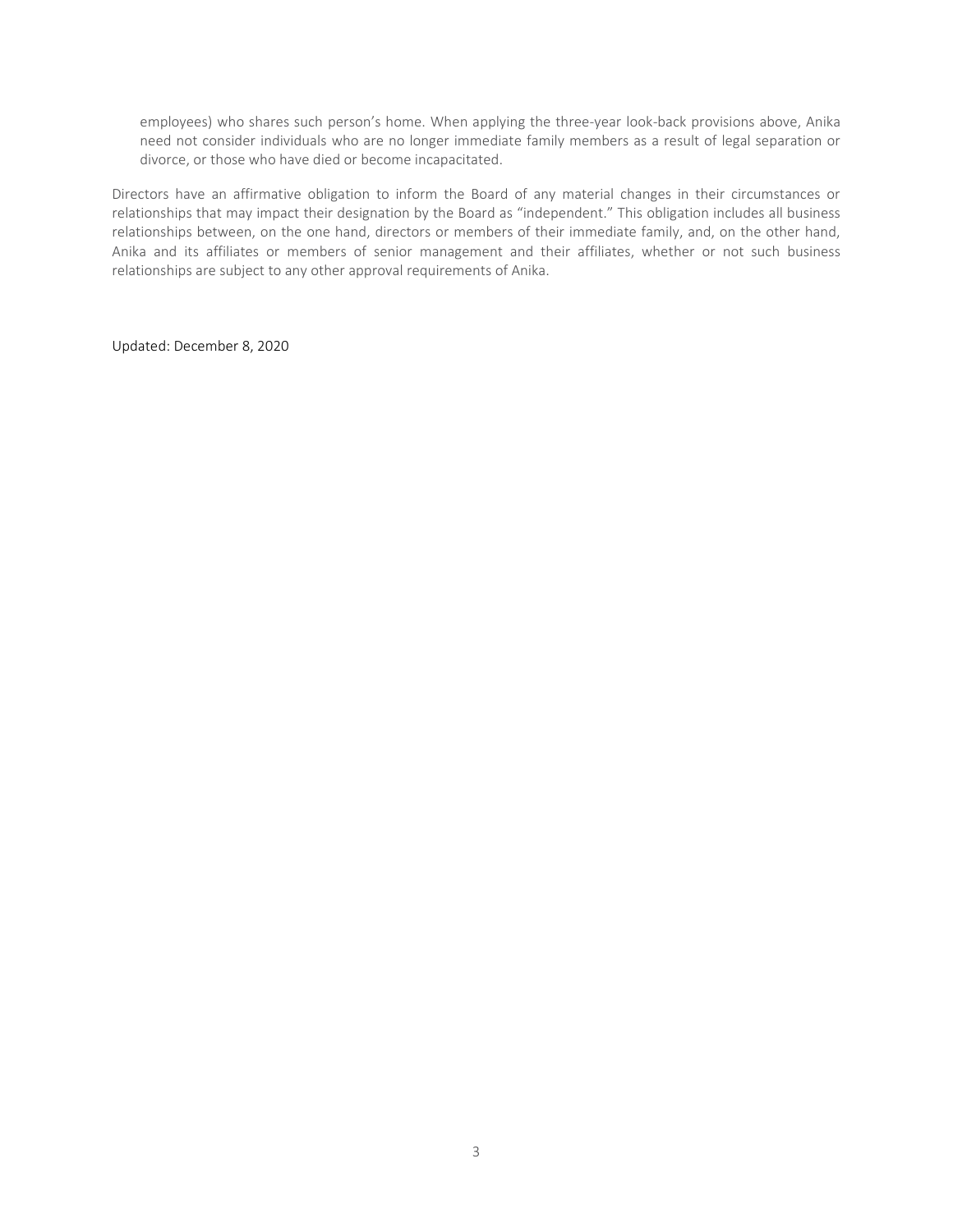employees) who shares such person's home. When applying the three-year look-back provisions above, Anika need not consider individuals who are no longer immediate family members as a result of legal separation or divorce, or those who have died or become incapacitated.

Directors have an affirmative obligation to inform the Board of any material changes in their circumstances or relationships that may impact their designation by the Board as "independent." This obligation includes all business relationships between, on the one hand, directors or members of their immediate family, and, on the other hand, Anika and its affiliates or members of senior management and their affiliates, whether or not such business relationships are subject to any other approval requirements of Anika.

Updated: December 8, 2020